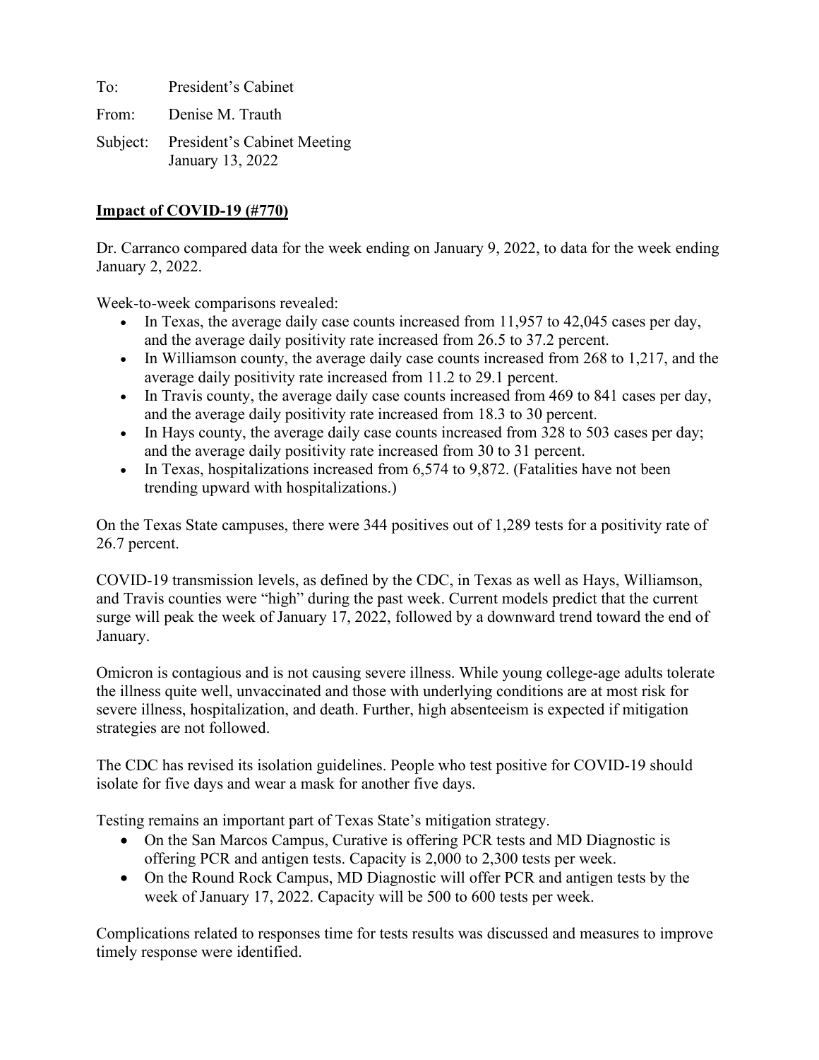To: President's Cabinet

From: Denise M. Trauth

Subject: President's Cabinet Meeting
January 13, 2022

**Impact of COVID-19 (#770)**

Dr. Carranco compared data for the week ending on January 9, 2022, to data for the week ending January 2, 2022.

Week-to-week comparisons revealed:

- In Texas, the average daily case counts increased from 11,957 to 42,045 cases per day, and the average daily positivity rate increased from 26.5 to 37.2 percent.
- In Williamson county, the average daily case counts increased from 268 to 1,217, and the average daily positivity rate increased from 11.2 to 29.1 percent.
- In Travis county, the average daily case counts increased from 469 to 841 cases per day, and the average daily positivity rate increased from 18.3 to 30 percent.
- In Hays county, the average daily case counts increased from 328 to 503 cases per day; and the average daily positivity rate increased from 30 to 31 percent.
- In Texas, hospitalizations increased from 6,574 to 9,872. (Fatalities have not been trending upward with hospitalizations.)

On the Texas State campuses, there were 344 positives out of 1,289 tests for a positivity rate of 26.7 percent.

COVID-19 transmission levels, as defined by the CDC, in Texas as well as Hays, Williamson, and Travis counties were "high" during the past week. Current models predict that the current surge will peak the week of January 17, 2022, followed by a downward trend toward the end of January.

Omicron is contagious and is not causing severe illness. While young college-age adults tolerate the illness quite well, unvaccinated and those with underlying conditions are at most risk for severe illness, hospitalization, and death. Further, high absenteeism is expected if mitigation strategies are not followed.

The CDC has revised its isolation guidelines. People who test positive for COVID-19 should isolate for five days and wear a mask for another five days.

Testing remains an important part of Texas State's mitigation strategy.

- On the San Marcos Campus, Curative is offering PCR tests and MD Diagnostic is offering PCR and antigen tests. Capacity is 2,000 to 2,300 tests per week.
- On the Round Rock Campus, MD Diagnostic will offer PCR and antigen tests by the week of January 17, 2022. Capacity will be 500 to 600 tests per week.

Complications related to responses time for tests results was discussed and measures to improve timely response were identified.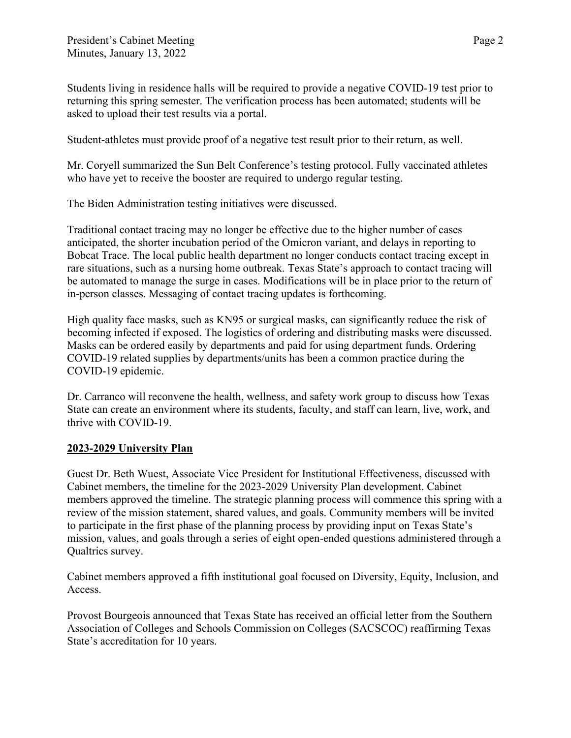Students living in residence halls will be required to provide a negative COVID-19 test prior to returning this spring semester. The verification process has been automated; students will be asked to upload their test results via a portal.

Student-athletes must provide proof of a negative test result prior to their return, as well.

Mr. Coryell summarized the Sun Belt Conference's testing protocol. Fully vaccinated athletes who have yet to receive the booster are required to undergo regular testing.

The Biden Administration testing initiatives were discussed.

Traditional contact tracing may no longer be effective due to the higher number of cases anticipated, the shorter incubation period of the Omicron variant, and delays in reporting to Bobcat Trace. The local public health department no longer conducts contact tracing except in rare situations, such as a nursing home outbreak. Texas State's approach to contact tracing will be automated to manage the surge in cases. Modifications will be in place prior to the return of in-person classes. Messaging of contact tracing updates is forthcoming.

High quality face masks, such as KN95 or surgical masks, can significantly reduce the risk of becoming infected if exposed. The logistics of ordering and distributing masks were discussed. Masks can be ordered easily by departments and paid for using department funds. Ordering COVID-19 related supplies by departments/units has been a common practice during the COVID-19 epidemic.

Dr. Carranco will reconvene the health, wellness, and safety work group to discuss how Texas State can create an environment where its students, faculty, and staff can learn, live, work, and thrive with COVID-19.

**2023-2029 University Plan**

Guest Dr. Beth Wuest, Associate Vice President for Institutional Effectiveness, discussed with Cabinet members, the timeline for the 2023-2029 University Plan development. Cabinet members approved the timeline. The strategic planning process will commence this spring with a review of the mission statement, shared values, and goals. Community members will be invited to participate in the first phase of the planning process by providing input on Texas State's mission, values, and goals through a series of eight open-ended questions administered through a Qualtrics survey.

Cabinet members approved a fifth institutional goal focused on Diversity, Equity, Inclusion, and Access.

Provost Bourgeois announced that Texas State has received an official letter from the Southern Association of Colleges and Schools Commission on Colleges (SACSCOC) reaffirming Texas State's accreditation for 10 years.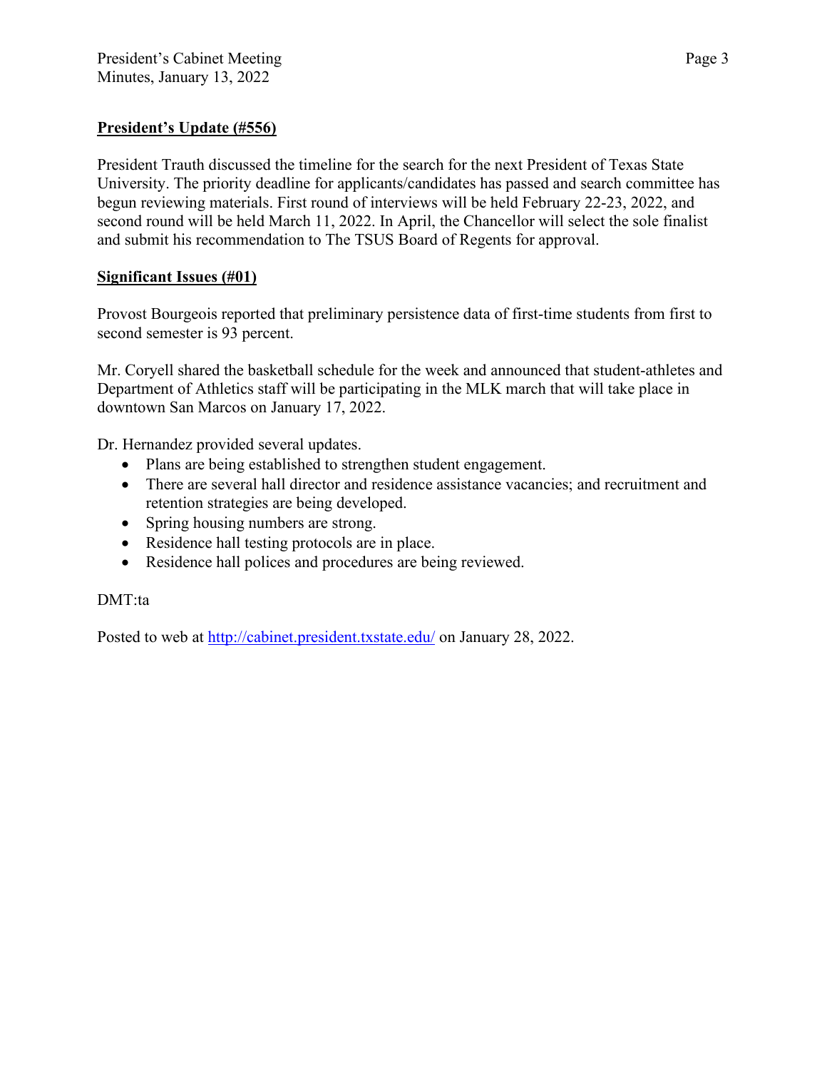**President's Update (#556)**

President Trauth discussed the timeline for the search for the next President of Texas State University. The priority deadline for applicants/candidates has passed and search committee has begun reviewing materials. First round of interviews will be held February 22-23, 2022, and second round will be held March 11, 2022. In April, the Chancellor will select the sole finalist and submit his recommendation to The TSUS Board of Regents for approval.

**Significant Issues (#01)**

Provost Bourgeois reported that preliminary persistence data of first-time students from first to second semester is 93 percent.

Mr. Coryell shared the basketball schedule for the week and announced that student-athletes and Department of Athletics staff will be participating in the MLK march that will take place in downtown San Marcos on January 17, 2022.

Dr. Hernandez provided several updates.

- Plans are being established to strengthen student engagement.
- There are several hall director and residence assistance vacancies; and recruitment and retention strategies are being developed.
- Spring housing numbers are strong.
- Residence hall testing protocols are in place.
- Residence hall polices and procedures are being reviewed.

DMT:ta

Posted to web at http://cabinet.president.txstate.edu/ on January 28, 2022.